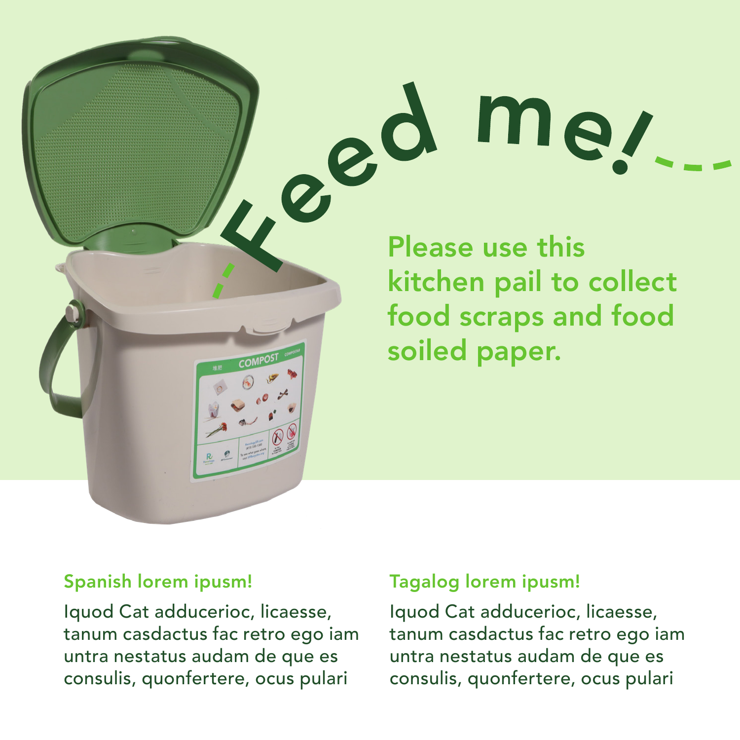# Feed me!

## Please use this kitchen pail to collect food scraps and food soiled paper.

### Spanish lorem ipusm!

Iquod Cat adducerioc, licaesse, tanum casdactus fac retro ego iam untra nestatus audam de que es consulis, quonfertere, ocus pulari

### Tagalog lorem ipusm!

Iquod Cat adducerioc, licaesse, tanum casdactus fac retro ego iam untra nestatus audam de que es consulis, quonfertere, ocus pulari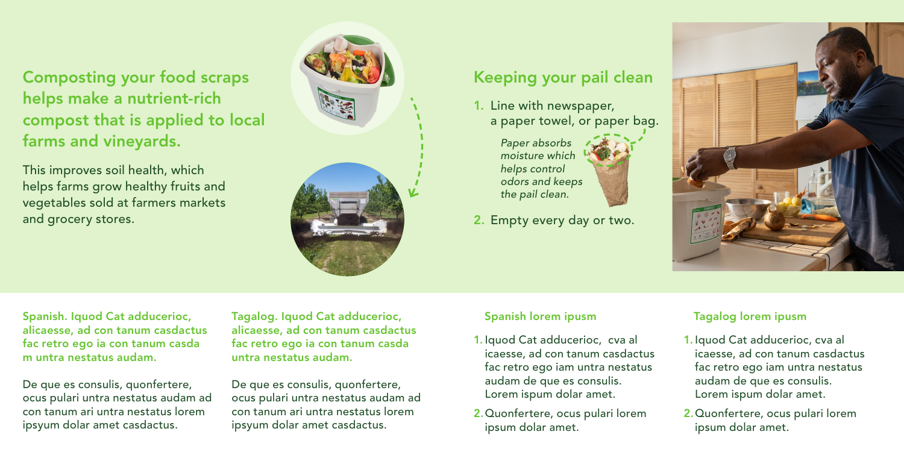## Composting your food scraps helps make a nutrient-rich compost that is applied to local farms and vineyards.

This improves soil health, which helps farms grow healthy fruits and vegetables sold at farmers markets and grocery stores.

## Keeping your pail clean

1. Line with newspaper, a paper towel, or paper bag.

   *Paper absorbs moisture which helps control odors and keeps the pail clean.*

2. Empty every day or two.

**Spanish. Iquod Cat adducerioc, alicaesse, ad con tanum casdactus fac retro ego ia con tanum casda m untra nestatus audam.**

De que es consulis, quonfertere, ocus pulari untra nestatus audam ad con tanum ari untra nestatus lorem ipsyum dolar amet casdactus.

**Tagalog. Iquod Cat adducerioc, alicaesse, ad con tanum casdactus fac retro ego ia con tanum casda untra nestatus audam.**

De que es consulis, quonfertere, ocus pulari untra nestatus audam ad con tanum ari untra nestatus lorem ipsyum dolar amet casdactus.

### Spanish lorem ipusm

1. Iquod Cat adducerioc, cva al icaesse, ad con tanum casdactus fac retro ego iam untra nestatus audam de que es consulis. Lorem ispum dolar amet.
2. Quonfertere, ocus pulari lorem ipsum dolar amet.

### Tagalog lorem ipusm

1. Iquod Cat adducerioc, cva al icaesse, ad con tanum casdactus fac retro ego iam untra nestatus audam de que es consulis. Lorem ispum dolar amet.
2. Quonfertere, ocus pulari lorem ipsum dolar amet.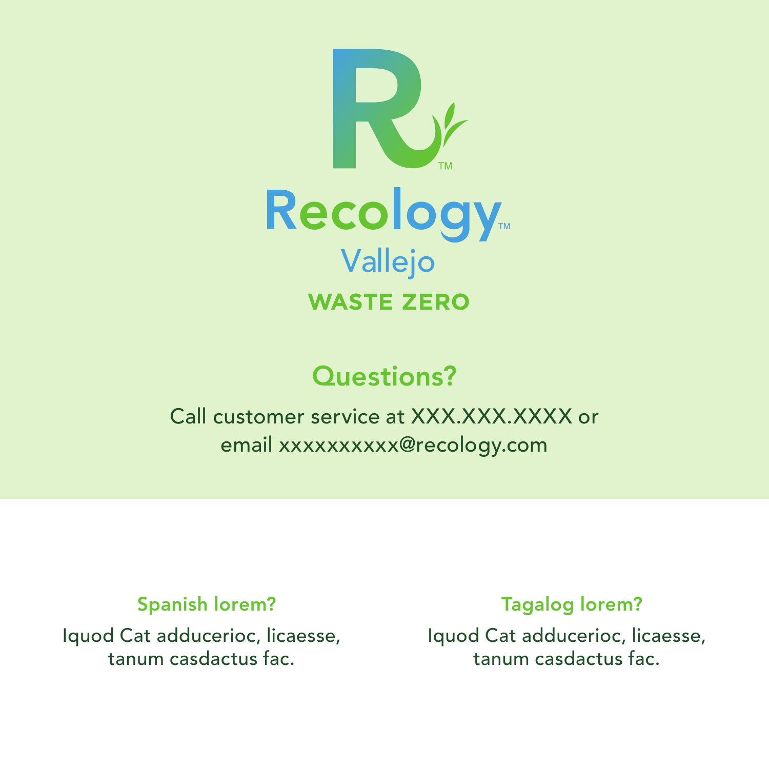Recology™

Vallejo

**WASTE ZERO**

## Questions?

Call customer service at XXX.XXX.XXXX or email xxxxxxxxxx@recology.com

### Spanish lorem?

Iquod Cat adducerioc, licaesse, tanum casdactus fac.

### Tagalog lorem?

Iquod Cat adducerioc, licaesse, tanum casdactus fac.